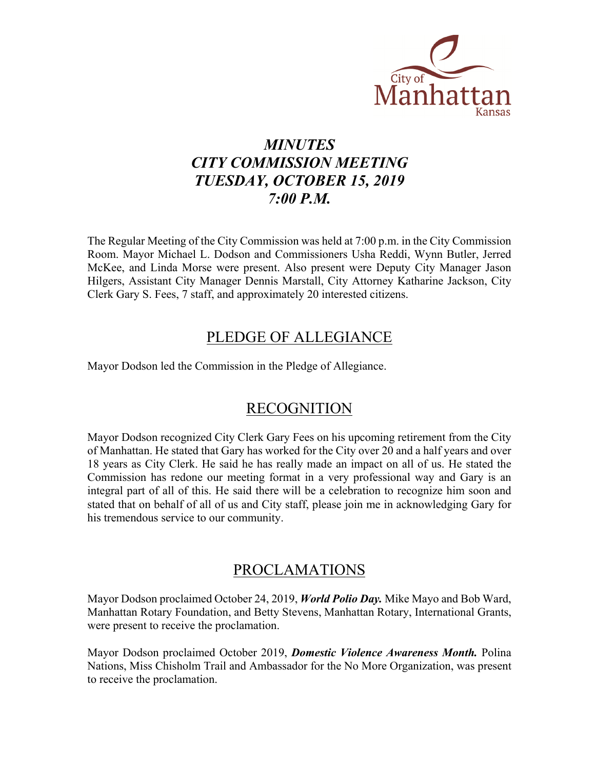City of Manhattan Kansas

# *MINUTES*
# *CITY COMMISSION MEETING*
# *TUESDAY, OCTOBER 15, 2019*
# *7:00 P.M.*

The Regular Meeting of the City Commission was held at 7:00 p.m. in the City Commission Room. Mayor Michael L. Dodson and Commissioners Usha Reddi, Wynn Butler, Jerred McKee, and Linda Morse were present. Also present were Deputy City Manager Jason Hilgers, Assistant City Manager Dennis Marstall, City Attorney Katharine Jackson, City Clerk Gary S. Fees, 7 staff, and approximately 20 interested citizens.

## PLEDGE OF ALLEGIANCE

Mayor Dodson led the Commission in the Pledge of Allegiance.

## RECOGNITION

Mayor Dodson recognized City Clerk Gary Fees on his upcoming retirement from the City of Manhattan. He stated that Gary has worked for the City over 20 and a half years and over 18 years as City Clerk. He said he has really made an impact on all of us. He stated the Commission has redone our meeting format in a very professional way and Gary is an integral part of all of this. He said there will be a celebration to recognize him soon and stated that on behalf of all of us and City staff, please join me in acknowledging Gary for his tremendous service to our community.

## PROCLAMATIONS

Mayor Dodson proclaimed October 24, 2019, ***World Polio Day.*** Mike Mayo and Bob Ward, Manhattan Rotary Foundation, and Betty Stevens, Manhattan Rotary, International Grants, were present to receive the proclamation.

Mayor Dodson proclaimed October 2019, ***Domestic Violence Awareness Month.*** Polina Nations, Miss Chisholm Trail and Ambassador for the No More Organization, was present to receive the proclamation.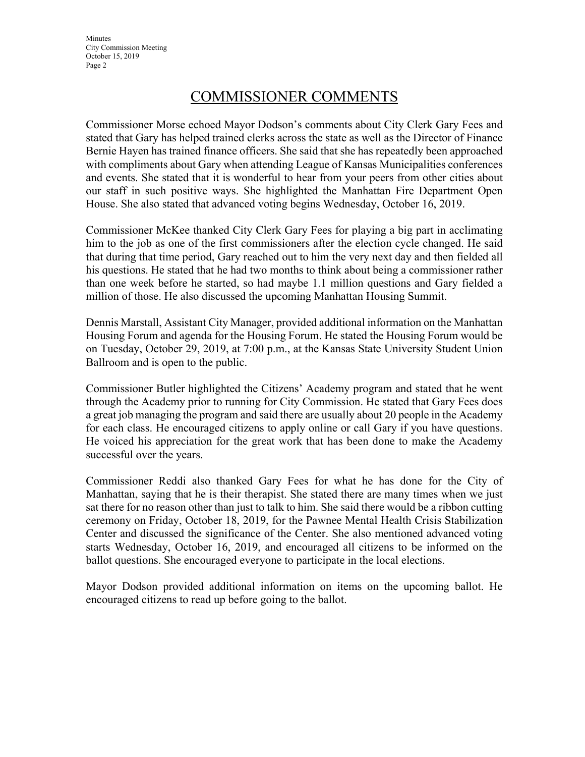## COMMISSIONER COMMENTS

Commissioner Morse echoed Mayor Dodson's comments about City Clerk Gary Fees and stated that Gary has helped trained clerks across the state as well as the Director of Finance Bernie Hayen has trained finance officers. She said that she has repeatedly been approached with compliments about Gary when attending League of Kansas Municipalities conferences and events. She stated that it is wonderful to hear from your peers from other cities about our staff in such positive ways. She highlighted the Manhattan Fire Department Open House. She also stated that advanced voting begins Wednesday, October 16, 2019.

Commissioner McKee thanked City Clerk Gary Fees for playing a big part in acclimating him to the job as one of the first commissioners after the election cycle changed. He said that during that time period, Gary reached out to him the very next day and then fielded all his questions. He stated that he had two months to think about being a commissioner rather than one week before he started, so had maybe 1.1 million questions and Gary fielded a million of those. He also discussed the upcoming Manhattan Housing Summit.

Dennis Marstall, Assistant City Manager, provided additional information on the Manhattan Housing Forum and agenda for the Housing Forum. He stated the Housing Forum would be on Tuesday, October 29, 2019, at 7:00 p.m., at the Kansas State University Student Union Ballroom and is open to the public.

Commissioner Butler highlighted the Citizens' Academy program and stated that he went through the Academy prior to running for City Commission. He stated that Gary Fees does a great job managing the program and said there are usually about 20 people in the Academy for each class. He encouraged citizens to apply online or call Gary if you have questions. He voiced his appreciation for the great work that has been done to make the Academy successful over the years.

Commissioner Reddi also thanked Gary Fees for what he has done for the City of Manhattan, saying that he is their therapist. She stated there are many times when we just sat there for no reason other than just to talk to him. She said there would be a ribbon cutting ceremony on Friday, October 18, 2019, for the Pawnee Mental Health Crisis Stabilization Center and discussed the significance of the Center. She also mentioned advanced voting starts Wednesday, October 16, 2019, and encouraged all citizens to be informed on the ballot questions. She encouraged everyone to participate in the local elections.

Mayor Dodson provided additional information on items on the upcoming ballot. He encouraged citizens to read up before going to the ballot.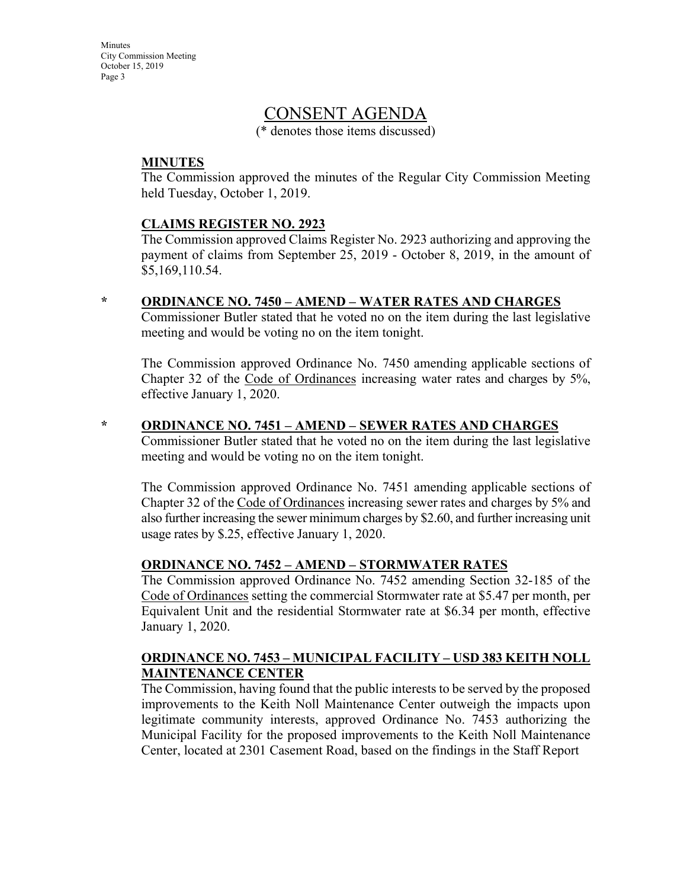# CONSENT AGENDA

(* denotes those items discussed)

**MINUTES**

The Commission approved the minutes of the Regular City Commission Meeting held Tuesday, October 1, 2019.

**CLAIMS REGISTER NO. 2923**

The Commission approved Claims Register No. 2923 authorizing and approving the payment of claims from September 25, 2019 - October 8, 2019, in the amount of $5,169,110.54.

\* **ORDINANCE NO. 7450 – AMEND – WATER RATES AND CHARGES**

Commissioner Butler stated that he voted no on the item during the last legislative meeting and would be voting no on the item tonight.

The Commission approved Ordinance No. 7450 amending applicable sections of Chapter 32 of the Code of Ordinances increasing water rates and charges by 5%, effective January 1, 2020.

\* **ORDINANCE NO. 7451 – AMEND – SEWER RATES AND CHARGES**

Commissioner Butler stated that he voted no on the item during the last legislative meeting and would be voting no on the item tonight.

The Commission approved Ordinance No. 7451 amending applicable sections of Chapter 32 of the Code of Ordinances increasing sewer rates and charges by 5% and also further increasing the sewer minimum charges by $2.60, and further increasing unit usage rates by $.25, effective January 1, 2020.

**ORDINANCE NO. 7452 – AMEND – STORMWATER RATES**

The Commission approved Ordinance No. 7452 amending Section 32-185 of the Code of Ordinances setting the commercial Stormwater rate at $5.47 per month, per Equivalent Unit and the residential Stormwater rate at $6.34 per month, effective January 1, 2020.

**ORDINANCE NO. 7453 – MUNICIPAL FACILITY – USD 383 KEITH NOLL MAINTENANCE CENTER**

The Commission, having found that the public interests to be served by the proposed improvements to the Keith Noll Maintenance Center outweigh the impacts upon legitimate community interests, approved Ordinance No. 7453 authorizing the Municipal Facility for the proposed improvements to the Keith Noll Maintenance Center, located at 2301 Casement Road, based on the findings in the Staff Report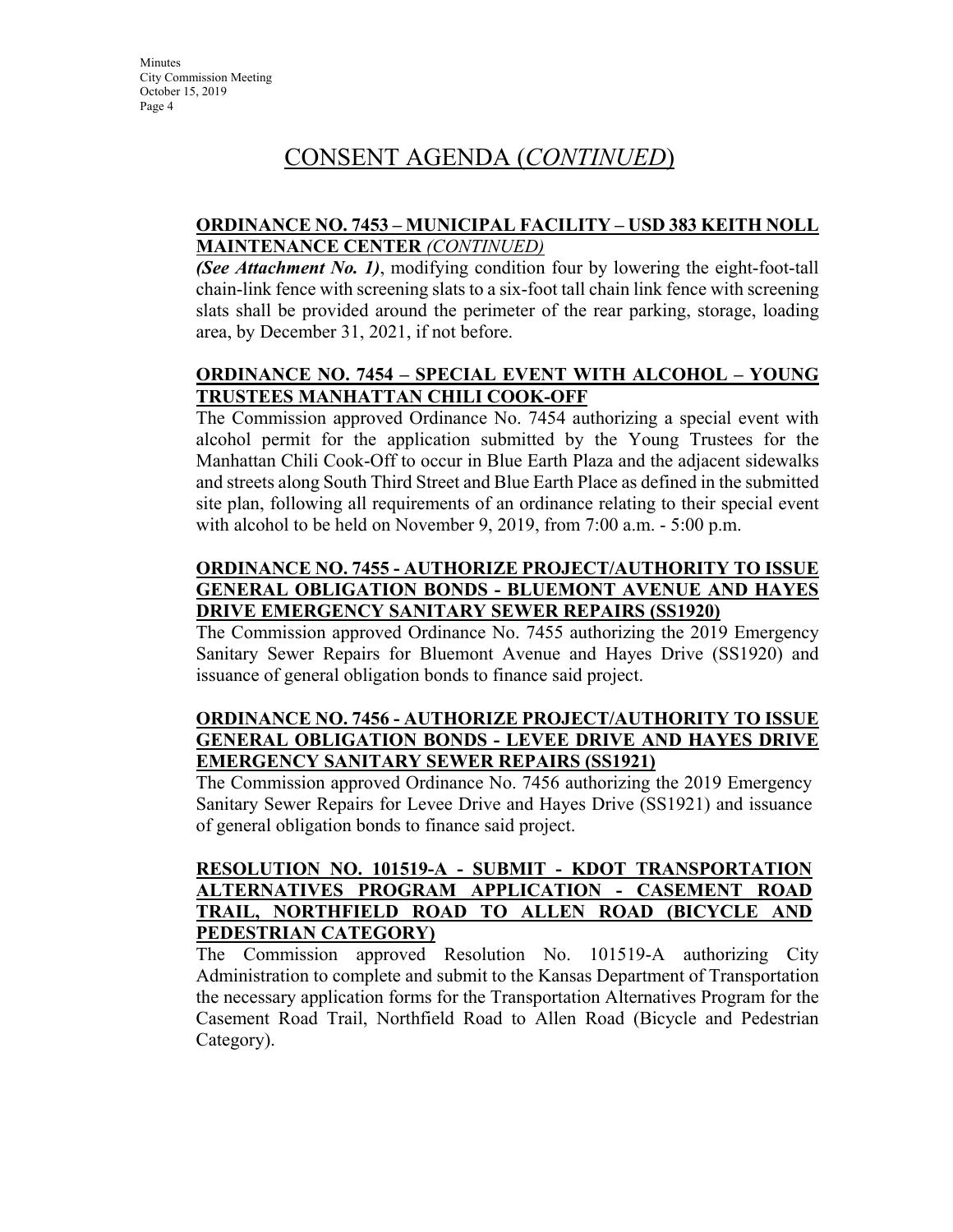# CONSENT AGENDA (*CONTINUED*)

**ORDINANCE NO. 7453 – MUNICIPAL FACILITY – USD 383 KEITH NOLL MAINTENANCE CENTER** ***(CONTINUED)***

***(See Attachment No. 1)***, modifying condition four by lowering the eight-foot-tall chain-link fence with screening slats to a six-foot tall chain link fence with screening slats shall be provided around the perimeter of the rear parking, storage, loading area, by December 31, 2021, if not before.

**ORDINANCE NO. 7454 – SPECIAL EVENT WITH ALCOHOL – YOUNG TRUSTEES MANHATTAN CHILI COOK-OFF**

The Commission approved Ordinance No. 7454 authorizing a special event with alcohol permit for the application submitted by the Young Trustees for the Manhattan Chili Cook-Off to occur in Blue Earth Plaza and the adjacent sidewalks and streets along South Third Street and Blue Earth Place as defined in the submitted site plan, following all requirements of an ordinance relating to their special event with alcohol to be held on November 9, 2019, from 7:00 a.m. - 5:00 p.m.

**ORDINANCE NO. 7455 - AUTHORIZE PROJECT/AUTHORITY TO ISSUE GENERAL OBLIGATION BONDS - BLUEMONT AVENUE AND HAYES DRIVE EMERGENCY SANITARY SEWER REPAIRS (SS1920)**

The Commission approved Ordinance No. 7455 authorizing the 2019 Emergency Sanitary Sewer Repairs for Bluemont Avenue and Hayes Drive (SS1920) and issuance of general obligation bonds to finance said project.

**ORDINANCE NO. 7456 - AUTHORIZE PROJECT/AUTHORITY TO ISSUE GENERAL OBLIGATION BONDS - LEVEE DRIVE AND HAYES DRIVE EMERGENCY SANITARY SEWER REPAIRS (SS1921)**

The Commission approved Ordinance No. 7456 authorizing the 2019 Emergency Sanitary Sewer Repairs for Levee Drive and Hayes Drive (SS1921) and issuance of general obligation bonds to finance said project.

**RESOLUTION NO. 101519-A - SUBMIT - KDOT TRANSPORTATION ALTERNATIVES PROGRAM APPLICATION - CASEMENT ROAD TRAIL, NORTHFIELD ROAD TO ALLEN ROAD (BICYCLE AND PEDESTRIAN CATEGORY)**

The Commission approved Resolution No. 101519-A authorizing City Administration to complete and submit to the Kansas Department of Transportation the necessary application forms for the Transportation Alternatives Program for the Casement Road Trail, Northfield Road to Allen Road (Bicycle and Pedestrian Category).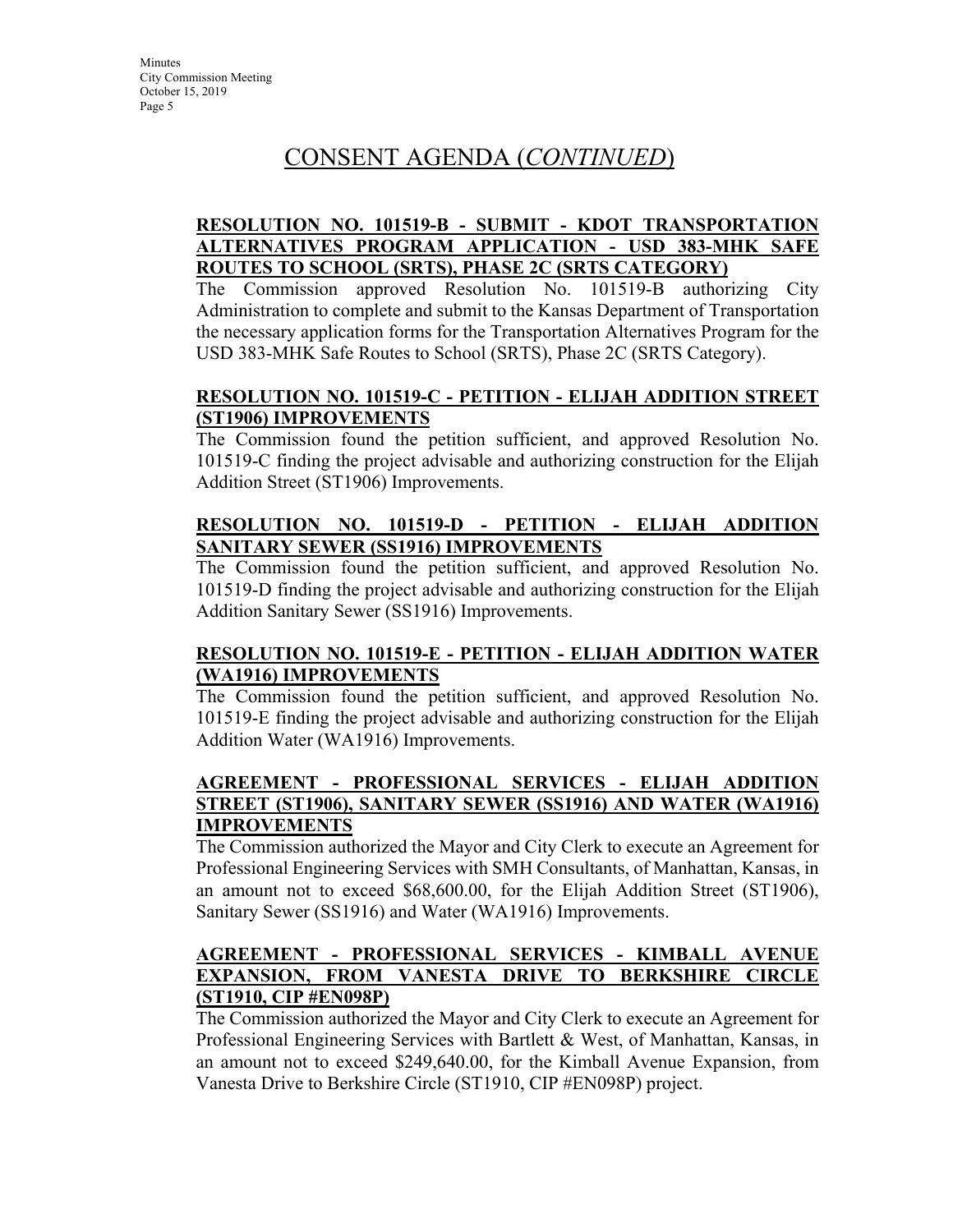# CONSENT AGENDA (*CONTINUED*)

**RESOLUTION NO. 101519-B - SUBMIT - KDOT TRANSPORTATION ALTERNATIVES PROGRAM APPLICATION - USD 383-MHK SAFE ROUTES TO SCHOOL (SRTS), PHASE 2C (SRTS CATEGORY)**

The Commission approved Resolution No. 101519-B authorizing City Administration to complete and submit to the Kansas Department of Transportation the necessary application forms for the Transportation Alternatives Program for the USD 383-MHK Safe Routes to School (SRTS), Phase 2C (SRTS Category).

**RESOLUTION NO. 101519-C - PETITION - ELIJAH ADDITION STREET (ST1906) IMPROVEMENTS**

The Commission found the petition sufficient, and approved Resolution No. 101519-C finding the project advisable and authorizing construction for the Elijah Addition Street (ST1906) Improvements.

**RESOLUTION NO. 101519-D - PETITION - ELIJAH ADDITION SANITARY SEWER (SS1916) IMPROVEMENTS**

The Commission found the petition sufficient, and approved Resolution No. 101519-D finding the project advisable and authorizing construction for the Elijah Addition Sanitary Sewer (SS1916) Improvements.

**RESOLUTION NO. 101519-E - PETITION - ELIJAH ADDITION WATER (WA1916) IMPROVEMENTS**

The Commission found the petition sufficient, and approved Resolution No. 101519-E finding the project advisable and authorizing construction for the Elijah Addition Water (WA1916) Improvements.

**AGREEMENT - PROFESSIONAL SERVICES - ELIJAH ADDITION STREET (ST1906), SANITARY SEWER (SS1916) AND WATER (WA1916) IMPROVEMENTS**

The Commission authorized the Mayor and City Clerk to execute an Agreement for Professional Engineering Services with SMH Consultants, of Manhattan, Kansas, in an amount not to exceed $68,600.00, for the Elijah Addition Street (ST1906), Sanitary Sewer (SS1916) and Water (WA1916) Improvements.

**AGREEMENT - PROFESSIONAL SERVICES - KIMBALL AVENUE EXPANSION, FROM VANESTA DRIVE TO BERKSHIRE CIRCLE (ST1910, CIP #EN098P)**

The Commission authorized the Mayor and City Clerk to execute an Agreement for Professional Engineering Services with Bartlett & West, of Manhattan, Kansas, in an amount not to exceed $249,640.00, for the Kimball Avenue Expansion, from Vanesta Drive to Berkshire Circle (ST1910, CIP #EN098P) project.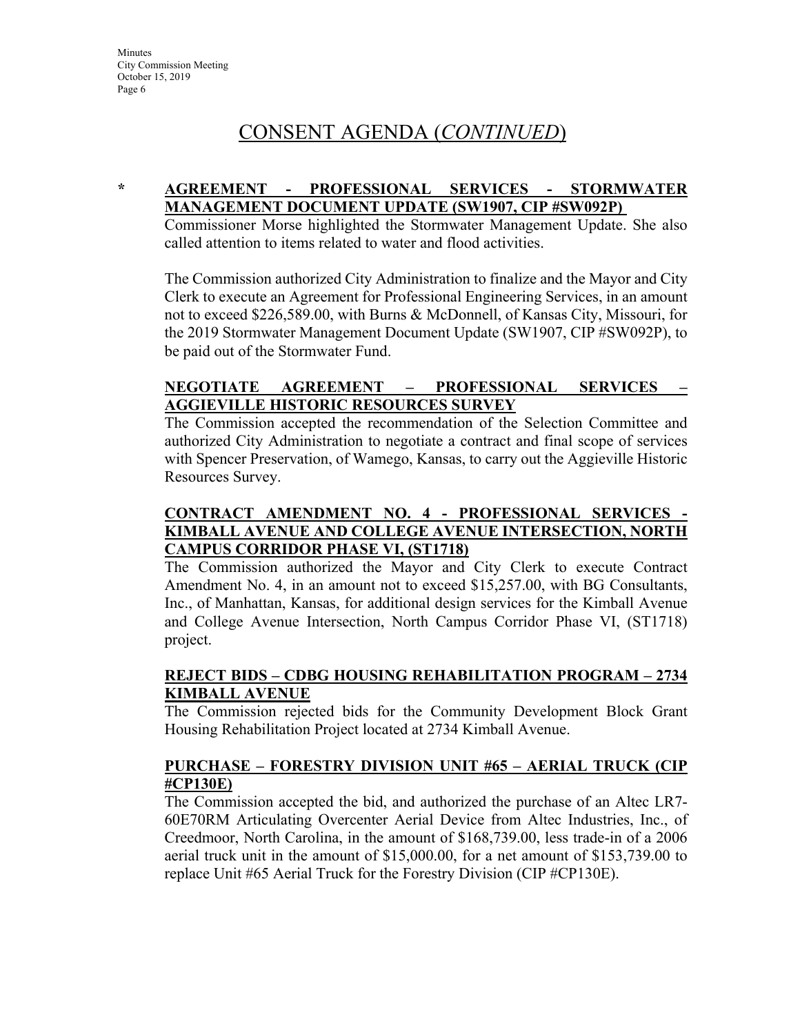# CONSENT AGENDA (*CONTINUED*)

**\* AGREEMENT - PROFESSIONAL SERVICES - STORMWATER MANAGEMENT DOCUMENT UPDATE (SW1907, CIP #SW092P)**

Commissioner Morse highlighted the Stormwater Management Update. She also called attention to items related to water and flood activities.

The Commission authorized City Administration to finalize and the Mayor and City Clerk to execute an Agreement for Professional Engineering Services, in an amount not to exceed $226,589.00, with Burns & McDonnell, of Kansas City, Missouri, for the 2019 Stormwater Management Document Update (SW1907, CIP #SW092P), to be paid out of the Stormwater Fund.

**NEGOTIATE AGREEMENT – PROFESSIONAL SERVICES – AGGIEVILLE HISTORIC RESOURCES SURVEY**

The Commission accepted the recommendation of the Selection Committee and authorized City Administration to negotiate a contract and final scope of services with Spencer Preservation, of Wamego, Kansas, to carry out the Aggieville Historic Resources Survey.

**CONTRACT AMENDMENT NO. 4 - PROFESSIONAL SERVICES - KIMBALL AVENUE AND COLLEGE AVENUE INTERSECTION, NORTH CAMPUS CORRIDOR PHASE VI, (ST1718)**

The Commission authorized the Mayor and City Clerk to execute Contract Amendment No. 4, in an amount not to exceed $15,257.00, with BG Consultants, Inc., of Manhattan, Kansas, for additional design services for the Kimball Avenue and College Avenue Intersection, North Campus Corridor Phase VI, (ST1718) project.

**REJECT BIDS – CDBG HOUSING REHABILITATION PROGRAM – 2734 KIMBALL AVENUE**

The Commission rejected bids for the Community Development Block Grant Housing Rehabilitation Project located at 2734 Kimball Avenue.

**PURCHASE – FORESTRY DIVISION UNIT #65 – AERIAL TRUCK (CIP #CP130E)**

The Commission accepted the bid, and authorized the purchase of an Altec LR7-60E70RM Articulating Overcenter Aerial Device from Altec Industries, Inc., of Creedmoor, North Carolina, in the amount of $168,739.00, less trade-in of a 2006 aerial truck unit in the amount of $15,000.00, for a net amount of $153,739.00 to replace Unit #65 Aerial Truck for the Forestry Division (CIP #CP130E).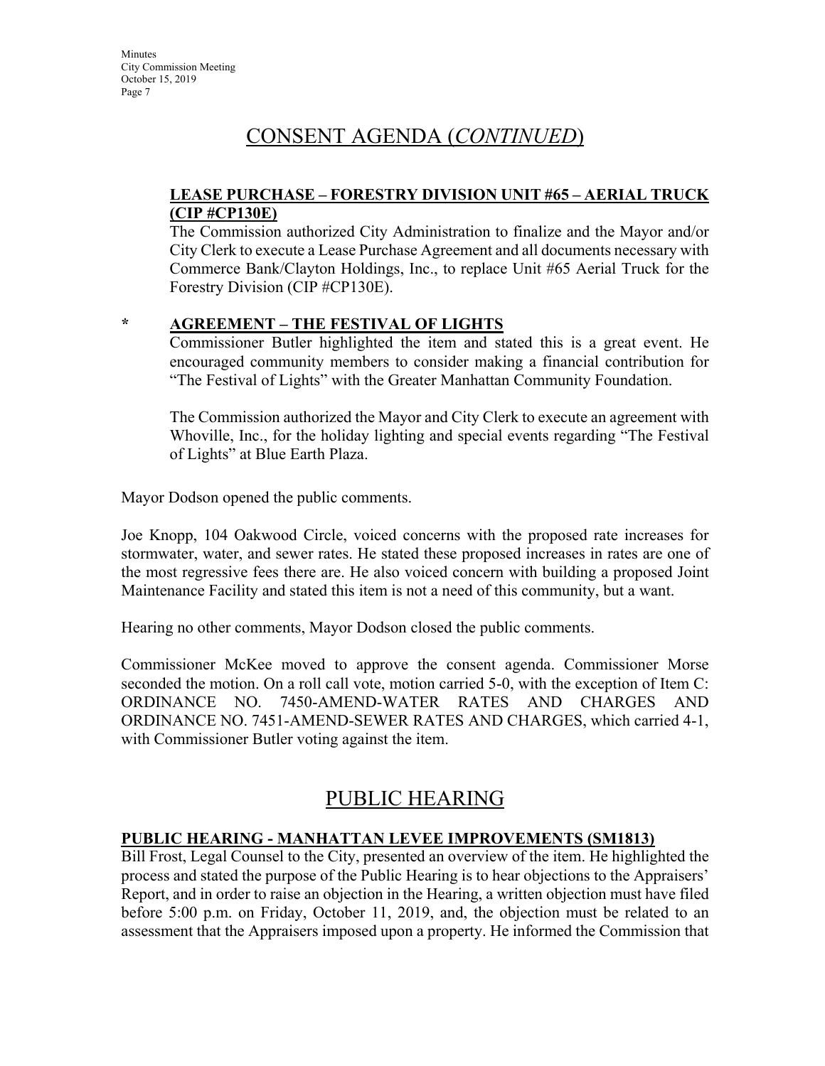# CONSENT AGENDA (*CONTINUED*)

**LEASE PURCHASE – FORESTRY DIVISION UNIT #65 – AERIAL TRUCK (CIP #CP130E)**

The Commission authorized City Administration to finalize and the Mayor and/or City Clerk to execute a Lease Purchase Agreement and all documents necessary with Commerce Bank/Clayton Holdings, Inc., to replace Unit #65 Aerial Truck for the Forestry Division (CIP #CP130E).

**\* AGREEMENT – THE FESTIVAL OF LIGHTS**

Commissioner Butler highlighted the item and stated this is a great event. He encouraged community members to consider making a financial contribution for "The Festival of Lights" with the Greater Manhattan Community Foundation.

The Commission authorized the Mayor and City Clerk to execute an agreement with Whoville, Inc., for the holiday lighting and special events regarding "The Festival of Lights" at Blue Earth Plaza.

Mayor Dodson opened the public comments.

Joe Knopp, 104 Oakwood Circle, voiced concerns with the proposed rate increases for stormwater, water, and sewer rates. He stated these proposed increases in rates are one of the most regressive fees there are. He also voiced concern with building a proposed Joint Maintenance Facility and stated this item is not a need of this community, but a want.

Hearing no other comments, Mayor Dodson closed the public comments.

Commissioner McKee moved to approve the consent agenda. Commissioner Morse seconded the motion. On a roll call vote, motion carried 5-0, with the exception of Item C: ORDINANCE NO. 7450-AMEND-WATER RATES AND CHARGES AND ORDINANCE NO. 7451-AMEND-SEWER RATES AND CHARGES, which carried 4-1, with Commissioner Butler voting against the item.

# PUBLIC HEARING

**PUBLIC HEARING - MANHATTAN LEVEE IMPROVEMENTS (SM1813)**

Bill Frost, Legal Counsel to the City, presented an overview of the item. He highlighted the process and stated the purpose of the Public Hearing is to hear objections to the Appraisers' Report, and in order to raise an objection in the Hearing, a written objection must have filed before 5:00 p.m. on Friday, October 11, 2019, and, the objection must be related to an assessment that the Appraisers imposed upon a property. He informed the Commission that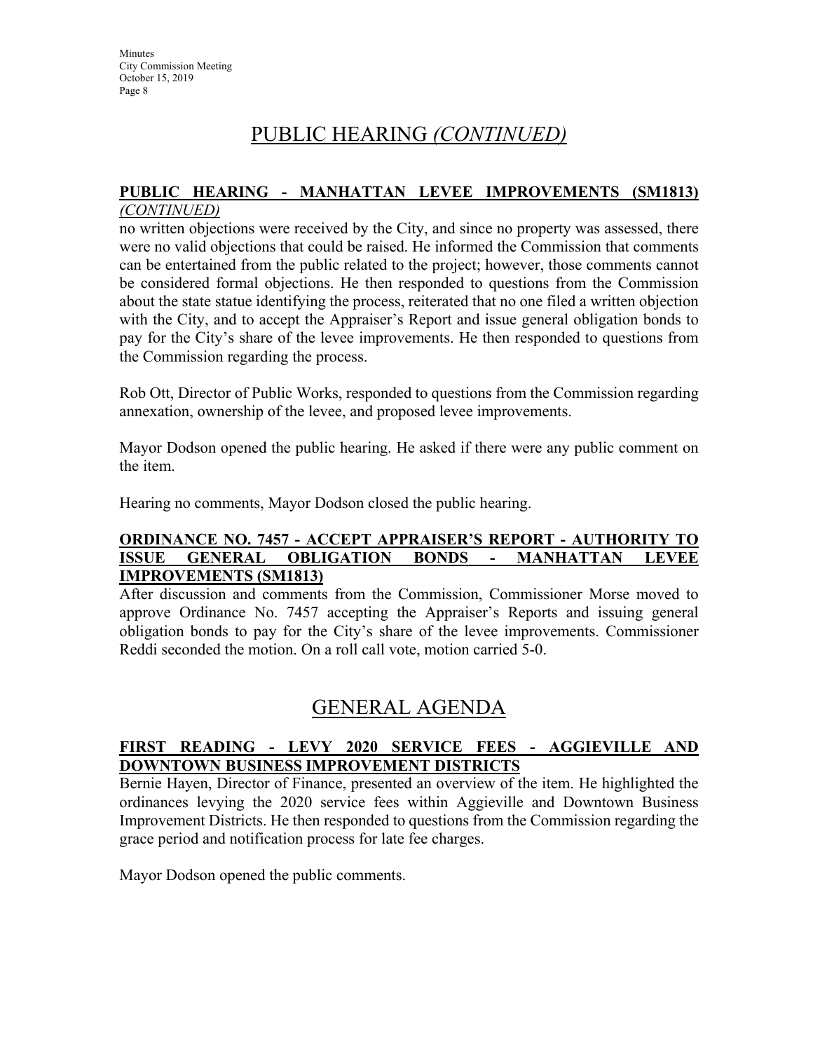# PUBLIC HEARING *(CONTINUED)*

**PUBLIC HEARING - MANHATTAN LEVEE IMPROVEMENTS (SM1813)** *(CONTINUED)*

no written objections were received by the City, and since no property was assessed, there were no valid objections that could be raised. He informed the Commission that comments can be entertained from the public related to the project; however, those comments cannot be considered formal objections. He then responded to questions from the Commission about the state statue identifying the process, reiterated that no one filed a written objection with the City, and to accept the Appraiser's Report and issue general obligation bonds to pay for the City's share of the levee improvements. He then responded to questions from the Commission regarding the process.

Rob Ott, Director of Public Works, responded to questions from the Commission regarding annexation, ownership of the levee, and proposed levee improvements.

Mayor Dodson opened the public hearing. He asked if there were any public comment on the item.

Hearing no comments, Mayor Dodson closed the public hearing.

**ORDINANCE NO. 7457 - ACCEPT APPRAISER'S REPORT - AUTHORITY TO ISSUE GENERAL OBLIGATION BONDS - MANHATTAN LEVEE IMPROVEMENTS (SM1813)**

After discussion and comments from the Commission, Commissioner Morse moved to approve Ordinance No. 7457 accepting the Appraiser's Reports and issuing general obligation bonds to pay for the City's share of the levee improvements. Commissioner Reddi seconded the motion. On a roll call vote, motion carried 5-0.

# GENERAL AGENDA

**FIRST READING - LEVY 2020 SERVICE FEES - AGGIEVILLE AND DOWNTOWN BUSINESS IMPROVEMENT DISTRICTS**

Bernie Hayen, Director of Finance, presented an overview of the item. He highlighted the ordinances levying the 2020 service fees within Aggieville and Downtown Business Improvement Districts. He then responded to questions from the Commission regarding the grace period and notification process for late fee charges.

Mayor Dodson opened the public comments.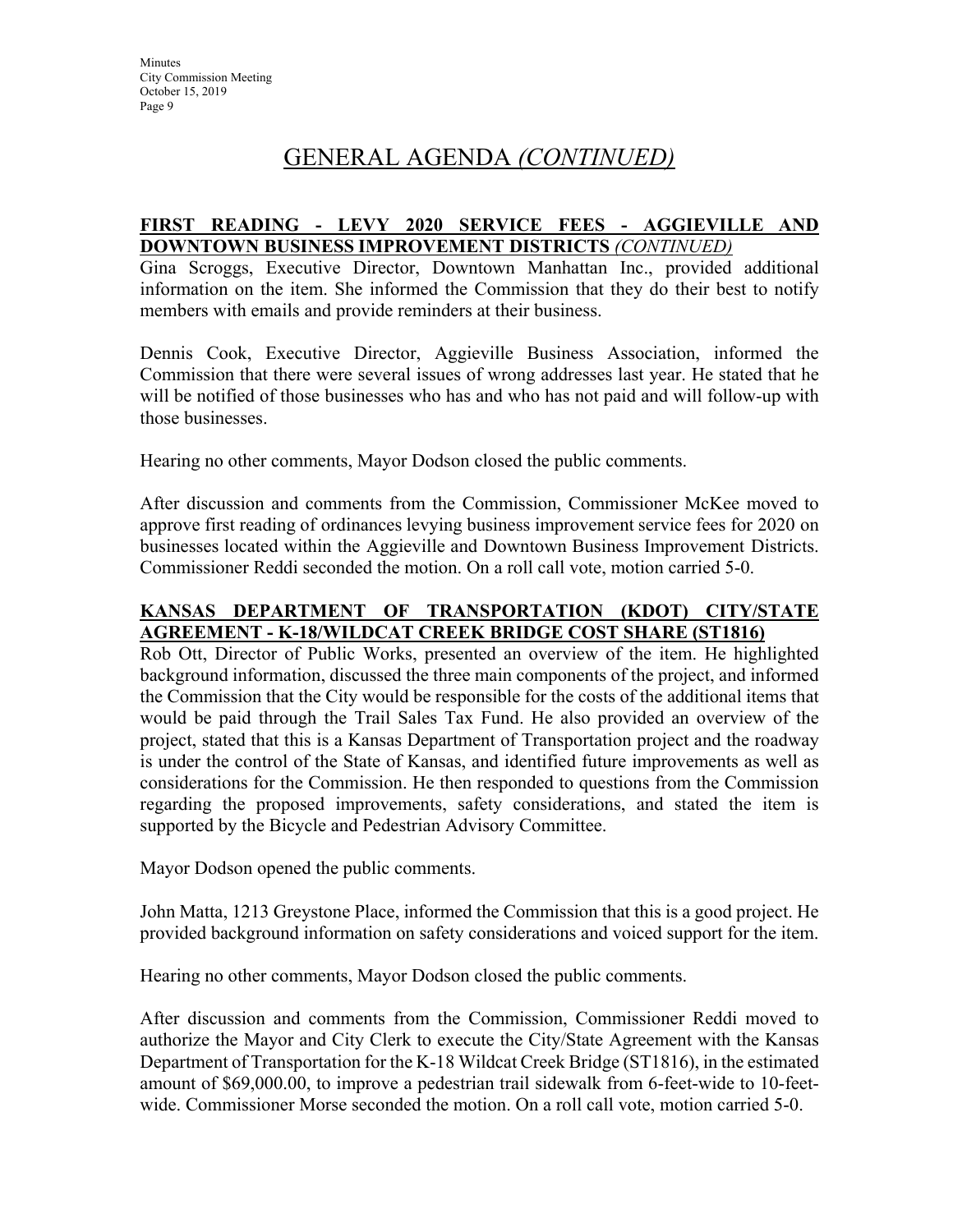# GENERAL AGENDA *(CONTINUED)*

**FIRST READING - LEVY 2020 SERVICE FEES - AGGIEVILLE AND DOWNTOWN BUSINESS IMPROVEMENT DISTRICTS** ***(CONTINUED)***

Gina Scroggs, Executive Director, Downtown Manhattan Inc., provided additional information on the item. She informed the Commission that they do their best to notify members with emails and provide reminders at their business.

Dennis Cook, Executive Director, Aggieville Business Association, informed the Commission that there were several issues of wrong addresses last year. He stated that he will be notified of those businesses who has and who has not paid and will follow-up with those businesses.

Hearing no other comments, Mayor Dodson closed the public comments.

After discussion and comments from the Commission, Commissioner McKee moved to approve first reading of ordinances levying business improvement service fees for 2020 on businesses located within the Aggieville and Downtown Business Improvement Districts. Commissioner Reddi seconded the motion. On a roll call vote, motion carried 5-0.

**KANSAS DEPARTMENT OF TRANSPORTATION (KDOT) CITY/STATE AGREEMENT - K-18/WILDCAT CREEK BRIDGE COST SHARE (ST1816)**

Rob Ott, Director of Public Works, presented an overview of the item. He highlighted background information, discussed the three main components of the project, and informed the Commission that the City would be responsible for the costs of the additional items that would be paid through the Trail Sales Tax Fund. He also provided an overview of the project, stated that this is a Kansas Department of Transportation project and the roadway is under the control of the State of Kansas, and identified future improvements as well as considerations for the Commission. He then responded to questions from the Commission regarding the proposed improvements, safety considerations, and stated the item is supported by the Bicycle and Pedestrian Advisory Committee.

Mayor Dodson opened the public comments.

John Matta, 1213 Greystone Place, informed the Commission that this is a good project. He provided background information on safety considerations and voiced support for the item.

Hearing no other comments, Mayor Dodson closed the public comments.

After discussion and comments from the Commission, Commissioner Reddi moved to authorize the Mayor and City Clerk to execute the City/State Agreement with the Kansas Department of Transportation for the K-18 Wildcat Creek Bridge (ST1816), in the estimated amount of $69,000.00, to improve a pedestrian trail sidewalk from 6-feet-wide to 10-feet-wide. Commissioner Morse seconded the motion. On a roll call vote, motion carried 5-0.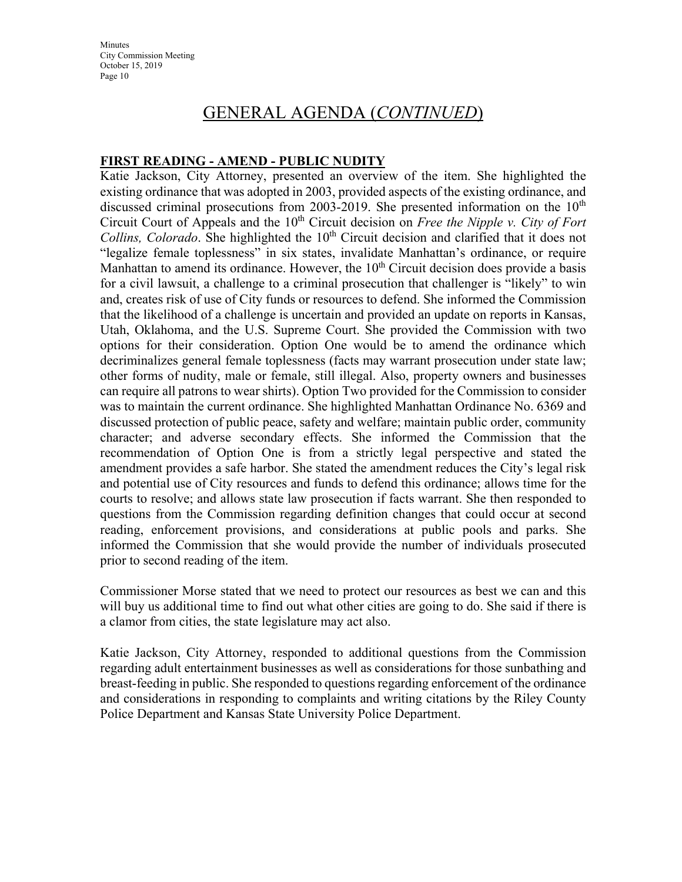## GENERAL AGENDA (*CONTINUED*)

**FIRST READING - AMEND - PUBLIC NUDITY**

Katie Jackson, City Attorney, presented an overview of the item. She highlighted the existing ordinance that was adopted in 2003, provided aspects of the existing ordinance, and discussed criminal prosecutions from 2003-2019. She presented information on the 10th Circuit Court of Appeals and the 10th Circuit decision on *Free the Nipple v. City of Fort Collins, Colorado*. She highlighted the 10th Circuit decision and clarified that it does not "legalize female toplessness" in six states, invalidate Manhattan's ordinance, or require Manhattan to amend its ordinance. However, the 10th Circuit decision does provide a basis for a civil lawsuit, a challenge to a criminal prosecution that challenger is "likely" to win and, creates risk of use of City funds or resources to defend. She informed the Commission that the likelihood of a challenge is uncertain and provided an update on reports in Kansas, Utah, Oklahoma, and the U.S. Supreme Court. She provided the Commission with two options for their consideration. Option One would be to amend the ordinance which decriminalizes general female toplessness (facts may warrant prosecution under state law; other forms of nudity, male or female, still illegal. Also, property owners and businesses can require all patrons to wear shirts). Option Two provided for the Commission to consider was to maintain the current ordinance. She highlighted Manhattan Ordinance No. 6369 and discussed protection of public peace, safety and welfare; maintain public order, community character; and adverse secondary effects. She informed the Commission that the recommendation of Option One is from a strictly legal perspective and stated the amendment provides a safe harbor. She stated the amendment reduces the City's legal risk and potential use of City resources and funds to defend this ordinance; allows time for the courts to resolve; and allows state law prosecution if facts warrant. She then responded to questions from the Commission regarding definition changes that could occur at second reading, enforcement provisions, and considerations at public pools and parks. She informed the Commission that she would provide the number of individuals prosecuted prior to second reading of the item.

Commissioner Morse stated that we need to protect our resources as best we can and this will buy us additional time to find out what other cities are going to do. She said if there is a clamor from cities, the state legislature may act also.

Katie Jackson, City Attorney, responded to additional questions from the Commission regarding adult entertainment businesses as well as considerations for those sunbathing and breast-feeding in public. She responded to questions regarding enforcement of the ordinance and considerations in responding to complaints and writing citations by the Riley County Police Department and Kansas State University Police Department.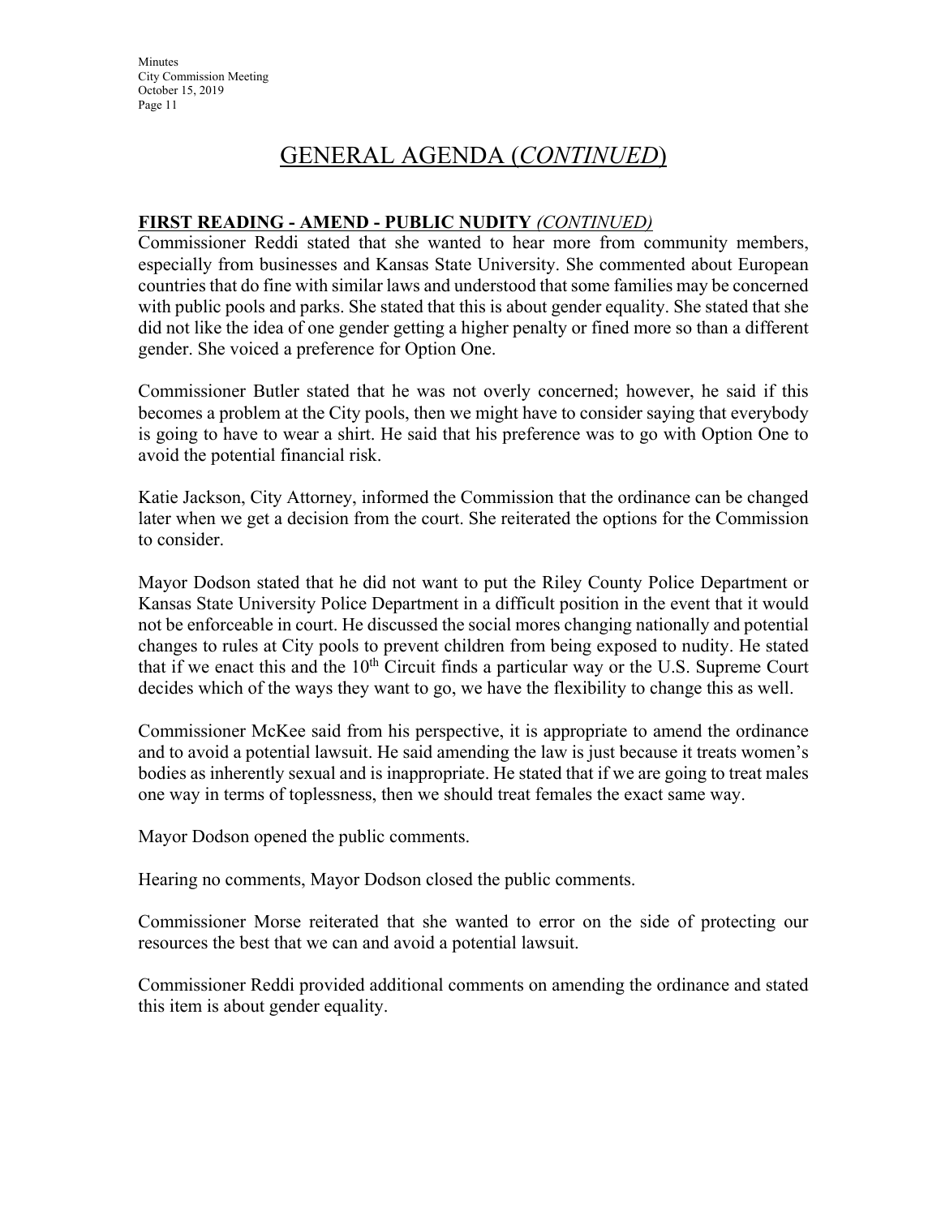# GENERAL AGENDA (*CONTINUED*)

**FIRST READING - AMEND - PUBLIC NUDITY** *(CONTINUED)*

Commissioner Reddi stated that she wanted to hear more from community members, especially from businesses and Kansas State University. She commented about European countries that do fine with similar laws and understood that some families may be concerned with public pools and parks. She stated that this is about gender equality. She stated that she did not like the idea of one gender getting a higher penalty or fined more so than a different gender. She voiced a preference for Option One.

Commissioner Butler stated that he was not overly concerned; however, he said if this becomes a problem at the City pools, then we might have to consider saying that everybody is going to have to wear a shirt. He said that his preference was to go with Option One to avoid the potential financial risk.

Katie Jackson, City Attorney, informed the Commission that the ordinance can be changed later when we get a decision from the court. She reiterated the options for the Commission to consider.

Mayor Dodson stated that he did not want to put the Riley County Police Department or Kansas State University Police Department in a difficult position in the event that it would not be enforceable in court. He discussed the social mores changing nationally and potential changes to rules at City pools to prevent children from being exposed to nudity. He stated that if we enact this and the 10th Circuit finds a particular way or the U.S. Supreme Court decides which of the ways they want to go, we have the flexibility to change this as well.

Commissioner McKee said from his perspective, it is appropriate to amend the ordinance and to avoid a potential lawsuit. He said amending the law is just because it treats women's bodies as inherently sexual and is inappropriate. He stated that if we are going to treat males one way in terms of toplessness, then we should treat females the exact same way.

Mayor Dodson opened the public comments.

Hearing no comments, Mayor Dodson closed the public comments.

Commissioner Morse reiterated that she wanted to error on the side of protecting our resources the best that we can and avoid a potential lawsuit.

Commissioner Reddi provided additional comments on amending the ordinance and stated this item is about gender equality.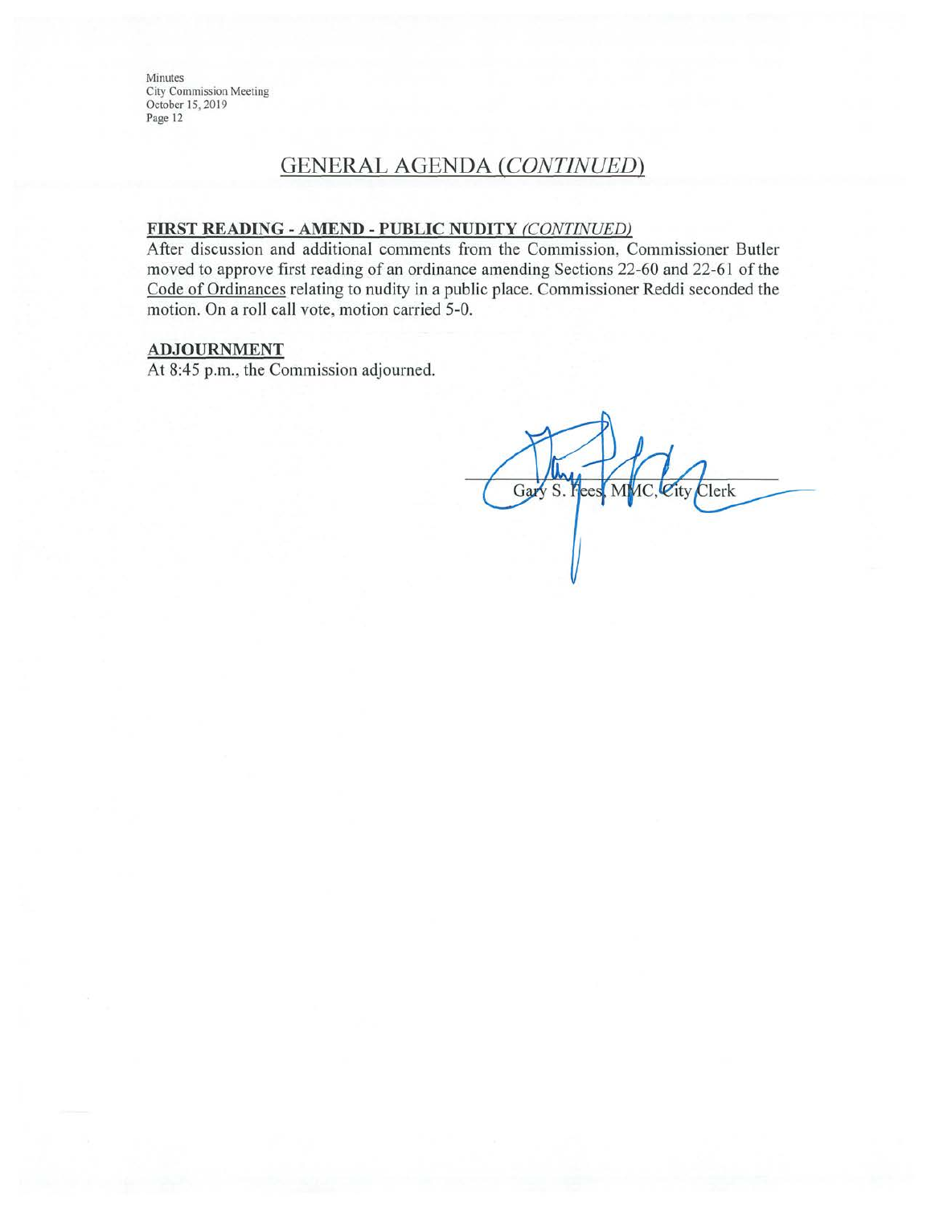## GENERAL AGENDA *(CONTINUED)*

**FIRST READING - AMEND - PUBLIC NUDITY** *(CONTINUED)*

After discussion and additional comments from the Commission, Commissioner Butler moved to approve first reading of an ordinance amending Sections 22-60 and 22-61 of the Code of Ordinances relating to nudity in a public place. Commissioner Reddi seconded the motion. On a roll call vote, motion carried 5-0.

**ADJOURNMENT**

At 8:45 p.m., the Commission adjourned.

Gary S. Fees, MMC, City Clerk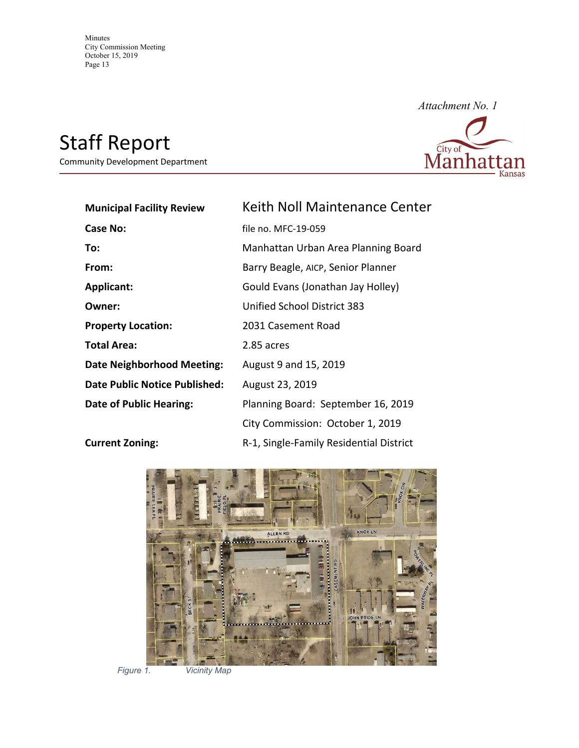*Attachment No. 1*

# Staff Report

Community Development Department

| | |
|---|---|
| **Municipal Facility Review** | Keith Noll Maintenance Center |
| **Case No:** | file no. MFC-19-059 |
| **To:** | Manhattan Urban Area Planning Board |
| **From:** | Barry Beagle, AICP, Senior Planner |
| **Applicant:** | Gould Evans (Jonathan Jay Holley) |
| **Owner:** | Unified School District 383 |
| **Property Location:** | 2031 Casement Road |
| **Total Area:** | 2.85 acres |
| **Date Neighborhood Meeting:** | August 9 and 15, 2019 |
| **Date Public Notice Published:** | August 23, 2019 |
| **Date of Public Hearing:** | Planning Board: September 16, 2019 |
| | City Commission: October 1, 2019 |
| **Current Zoning:** | R-1, Single-Family Residential District |

*Figure 1. Vicinity Map*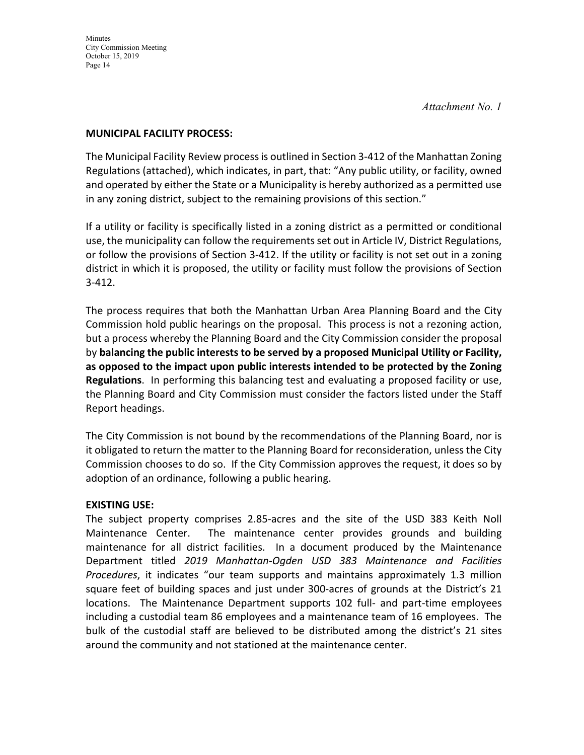*Attachment No. 1*

**MUNICIPAL FACILITY PROCESS:**

The Municipal Facility Review process is outlined in Section 3-412 of the Manhattan Zoning Regulations (attached), which indicates, in part, that: "Any public utility, or facility, owned and operated by either the State or a Municipality is hereby authorized as a permitted use in any zoning district, subject to the remaining provisions of this section."

If a utility or facility is specifically listed in a zoning district as a permitted or conditional use, the municipality can follow the requirements set out in Article IV, District Regulations, or follow the provisions of Section 3-412. If the utility or facility is not set out in a zoning district in which it is proposed, the utility or facility must follow the provisions of Section 3-412.

The process requires that both the Manhattan Urban Area Planning Board and the City Commission hold public hearings on the proposal. This process is not a rezoning action, but a process whereby the Planning Board and the City Commission consider the proposal by **balancing the public interests to be served by a proposed Municipal Utility or Facility, as opposed to the impact upon public interests intended to be protected by the Zoning Regulations**. In performing this balancing test and evaluating a proposed facility or use, the Planning Board and City Commission must consider the factors listed under the Staff Report headings.

The City Commission is not bound by the recommendations of the Planning Board, nor is it obligated to return the matter to the Planning Board for reconsideration, unless the City Commission chooses to do so. If the City Commission approves the request, it does so by adoption of an ordinance, following a public hearing.

**EXISTING USE:**

The subject property comprises 2.85-acres and the site of the USD 383 Keith Noll Maintenance Center. The maintenance center provides grounds and building maintenance for all district facilities. In a document produced by the Maintenance Department titled *2019 Manhattan-Ogden USD 383 Maintenance and Facilities Procedures*, it indicates "our team supports and maintains approximately 1.3 million square feet of building spaces and just under 300-acres of grounds at the District's 21 locations. The Maintenance Department supports 102 full- and part-time employees including a custodial team 86 employees and a maintenance team of 16 employees. The bulk of the custodial staff are believed to be distributed among the district's 21 sites around the community and not stationed at the maintenance center.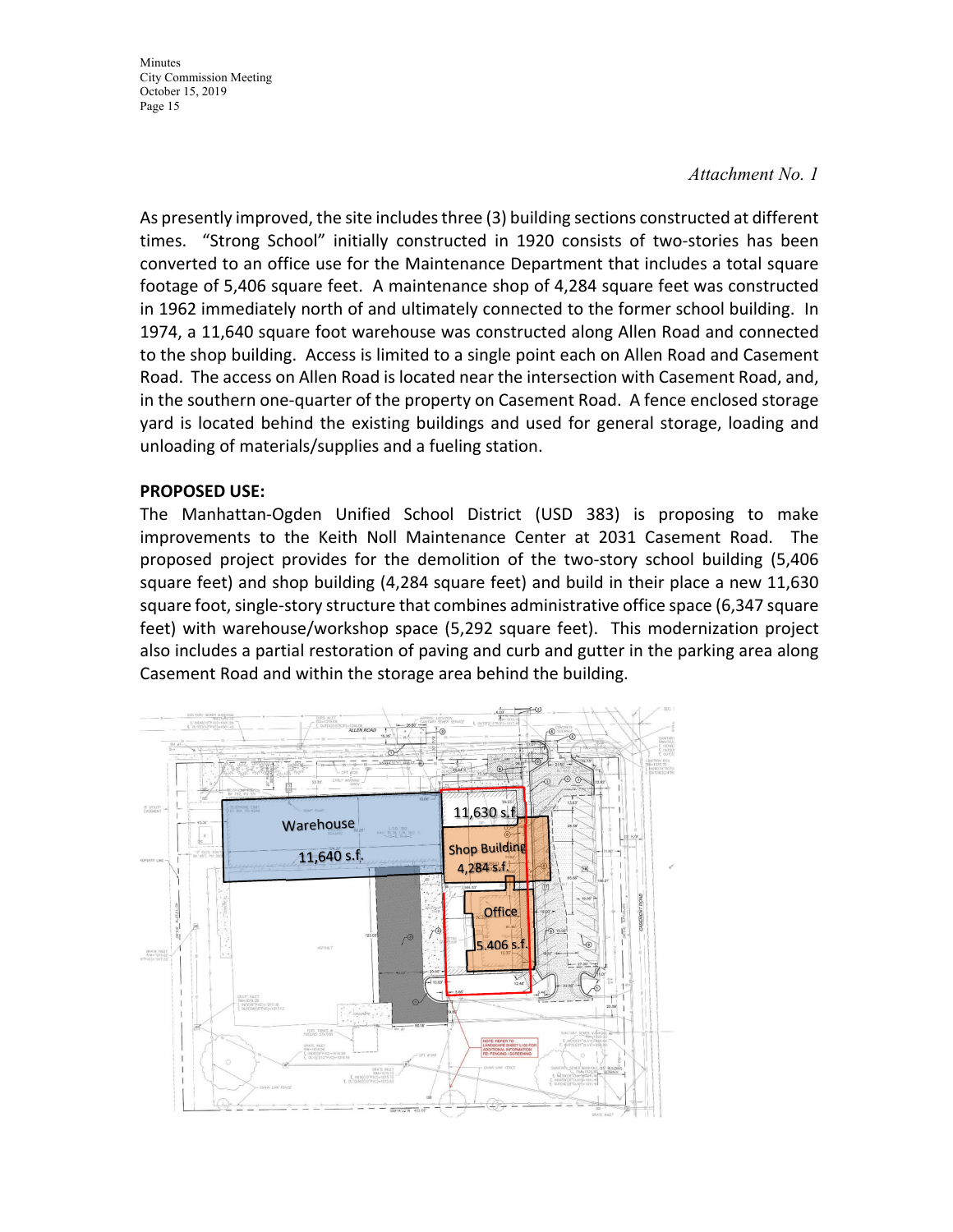*Attachment No. 1*

As presently improved, the site includes three (3) building sections constructed at different times. "Strong School" initially constructed in 1920 consists of two-stories has been converted to an office use for the Maintenance Department that includes a total square footage of 5,406 square feet. A maintenance shop of 4,284 square feet was constructed in 1962 immediately north of and ultimately connected to the former school building. In 1974, a 11,640 square foot warehouse was constructed along Allen Road and connected to the shop building. Access is limited to a single point each on Allen Road and Casement Road. The access on Allen Road is located near the intersection with Casement Road, and, in the southern one-quarter of the property on Casement Road. A fence enclosed storage yard is located behind the existing buildings and used for general storage, loading and unloading of materials/supplies and a fueling station.

**PROPOSED USE:**

The Manhattan-Ogden Unified School District (USD 383) is proposing to make improvements to the Keith Noll Maintenance Center at 2031 Casement Road. The proposed project provides for the demolition of the two-story school building (5,406 square feet) and shop building (4,284 square feet) and build in their place a new 11,630 square foot, single-story structure that combines administrative office space (6,347 square feet) with warehouse/workshop space (5,292 square feet). This modernization project also includes a partial restoration of paving and curb and gutter in the parking area along Casement Road and within the storage area behind the building.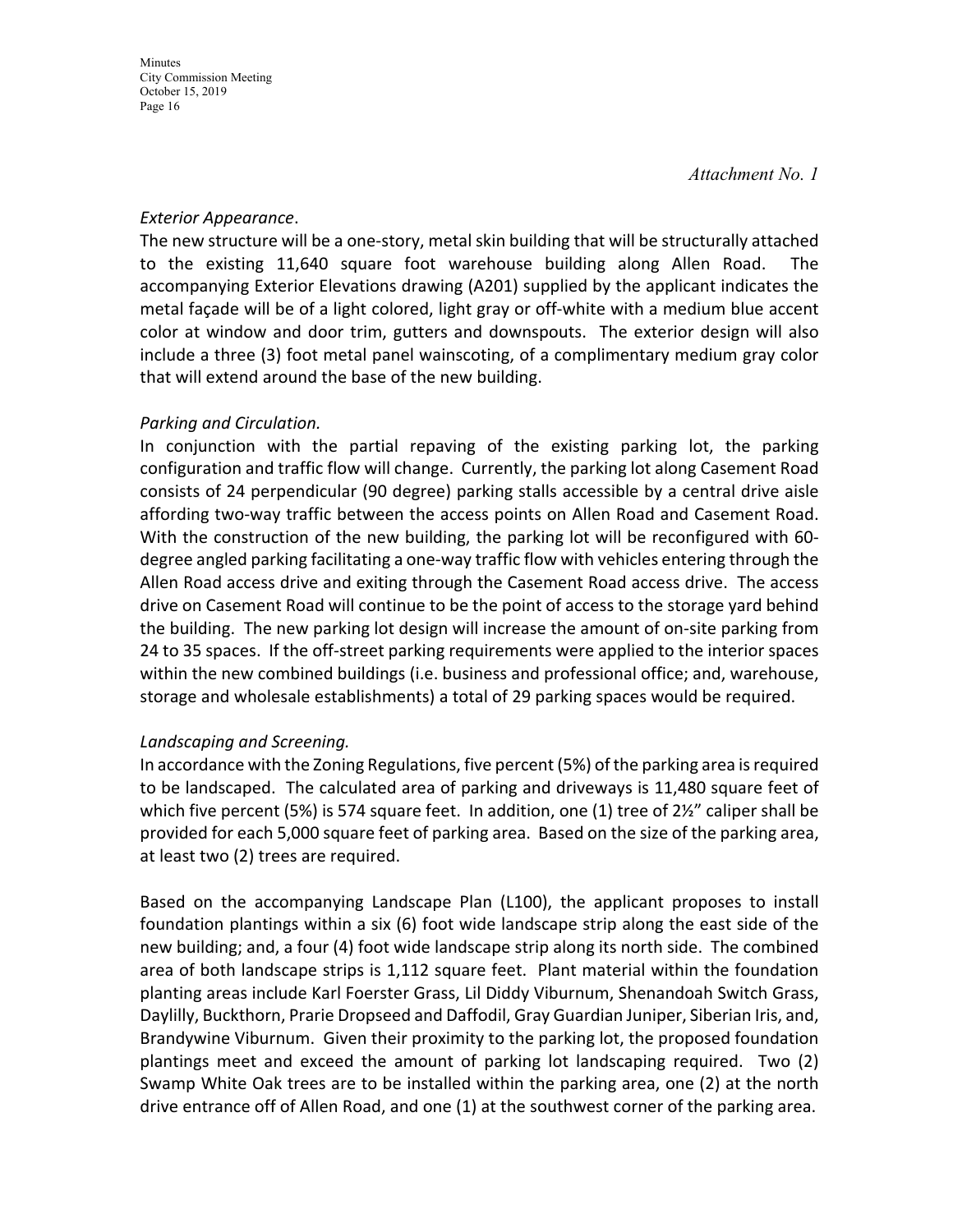*Attachment No. 1*

*Exterior Appearance*.
The new structure will be a one-story, metal skin building that will be structurally attached to the existing 11,640 square foot warehouse building along Allen Road. The accompanying Exterior Elevations drawing (A201) supplied by the applicant indicates the metal façade will be of a light colored, light gray or off-white with a medium blue accent color at window and door trim, gutters and downspouts. The exterior design will also include a three (3) foot metal panel wainscoting, of a complimentary medium gray color that will extend around the base of the new building.

*Parking and Circulation.*
In conjunction with the partial repaving of the existing parking lot, the parking configuration and traffic flow will change. Currently, the parking lot along Casement Road consists of 24 perpendicular (90 degree) parking stalls accessible by a central drive aisle affording two-way traffic between the access points on Allen Road and Casement Road. With the construction of the new building, the parking lot will be reconfigured with 60-degree angled parking facilitating a one-way traffic flow with vehicles entering through the Allen Road access drive and exiting through the Casement Road access drive. The access drive on Casement Road will continue to be the point of access to the storage yard behind the building. The new parking lot design will increase the amount of on-site parking from 24 to 35 spaces. If the off-street parking requirements were applied to the interior spaces within the new combined buildings (i.e. business and professional office; and, warehouse, storage and wholesale establishments) a total of 29 parking spaces would be required.

*Landscaping and Screening.*
In accordance with the Zoning Regulations, five percent (5%) of the parking area is required to be landscaped. The calculated area of parking and driveways is 11,480 square feet of which five percent (5%) is 574 square feet. In addition, one (1) tree of 2½" caliper shall be provided for each 5,000 square feet of parking area. Based on the size of the parking area, at least two (2) trees are required.

Based on the accompanying Landscape Plan (L100), the applicant proposes to install foundation plantings within a six (6) foot wide landscape strip along the east side of the new building; and, a four (4) foot wide landscape strip along its north side. The combined area of both landscape strips is 1,112 square feet. Plant material within the foundation planting areas include Karl Foerster Grass, Lil Diddy Viburnum, Shenandoah Switch Grass, Daylilly, Buckthorn, Prarie Dropseed and Daffodil, Gray Guardian Juniper, Siberian Iris, and, Brandywine Viburnum. Given their proximity to the parking lot, the proposed foundation plantings meet and exceed the amount of parking lot landscaping required. Two (2) Swamp White Oak trees are to be installed within the parking area, one (2) at the north drive entrance off of Allen Road, and one (1) at the southwest corner of the parking area.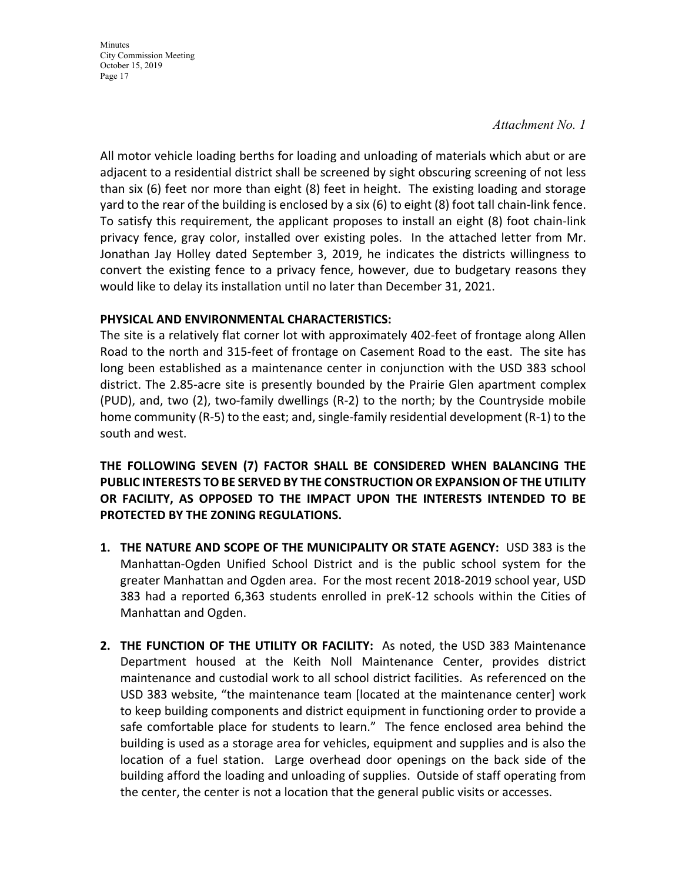*Attachment No. 1*

All motor vehicle loading berths for loading and unloading of materials which abut or are adjacent to a residential district shall be screened by sight obscuring screening of not less than six (6) feet nor more than eight (8) feet in height. The existing loading and storage yard to the rear of the building is enclosed by a six (6) to eight (8) foot tall chain-link fence. To satisfy this requirement, the applicant proposes to install an eight (8) foot chain-link privacy fence, gray color, installed over existing poles. In the attached letter from Mr. Jonathan Jay Holley dated September 3, 2019, he indicates the districts willingness to convert the existing fence to a privacy fence, however, due to budgetary reasons they would like to delay its installation until no later than December 31, 2021.

**PHYSICAL AND ENVIRONMENTAL CHARACTERISTICS:**
The site is a relatively flat corner lot with approximately 402-feet of frontage along Allen Road to the north and 315-feet of frontage on Casement Road to the east. The site has long been established as a maintenance center in conjunction with the USD 383 school district. The 2.85-acre site is presently bounded by the Prairie Glen apartment complex (PUD), and, two (2), two-family dwellings (R-2) to the north; by the Countryside mobile home community (R-5) to the east; and, single-family residential development (R-1) to the south and west.

**THE FOLLOWING SEVEN (7) FACTOR SHALL BE CONSIDERED WHEN BALANCING THE PUBLIC INTERESTS TO BE SERVED BY THE CONSTRUCTION OR EXPANSION OF THE UTILITY OR FACILITY, AS OPPOSED TO THE IMPACT UPON THE INTERESTS INTENDED TO BE PROTECTED BY THE ZONING REGULATIONS.**

1. **THE NATURE AND SCOPE OF THE MUNICIPALITY OR STATE AGENCY:** USD 383 is the Manhattan-Ogden Unified School District and is the public school system for the greater Manhattan and Ogden area. For the most recent 2018-2019 school year, USD 383 had a reported 6,363 students enrolled in preK-12 schools within the Cities of Manhattan and Ogden.

2. **THE FUNCTION OF THE UTILITY OR FACILITY:** As noted, the USD 383 Maintenance Department housed at the Keith Noll Maintenance Center, provides district maintenance and custodial work to all school district facilities. As referenced on the USD 383 website, "the maintenance team [located at the maintenance center] work to keep building components and district equipment in functioning order to provide a safe comfortable place for students to learn." The fence enclosed area behind the building is used as a storage area for vehicles, equipment and supplies and is also the location of a fuel station. Large overhead door openings on the back side of the building afford the loading and unloading of supplies. Outside of staff operating from the center, the center is not a location that the general public visits or accesses.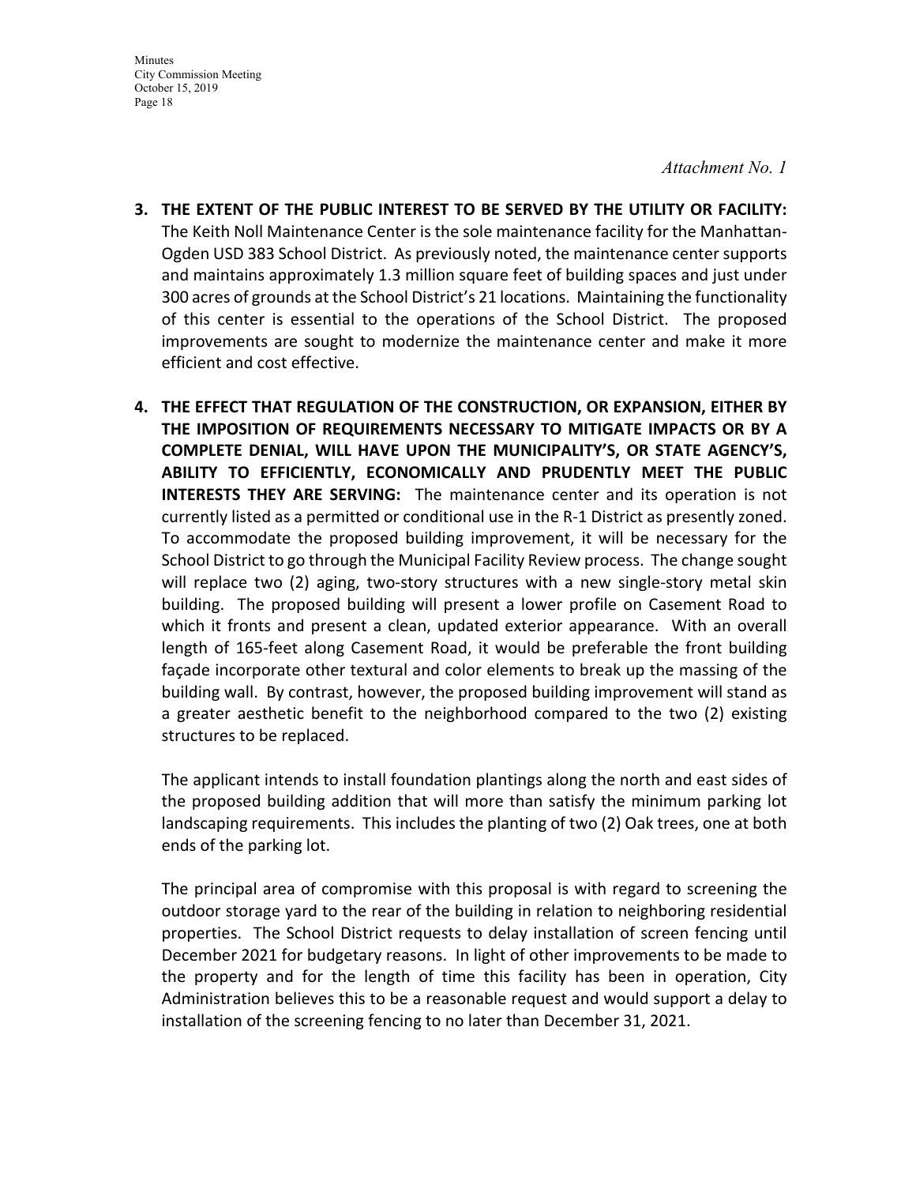*Attachment No. 1*

3. **THE EXTENT OF THE PUBLIC INTEREST TO BE SERVED BY THE UTILITY OR FACILITY:** The Keith Noll Maintenance Center is the sole maintenance facility for the Manhattan-Ogden USD 383 School District. As previously noted, the maintenance center supports and maintains approximately 1.3 million square feet of building spaces and just under 300 acres of grounds at the School District's 21 locations. Maintaining the functionality of this center is essential to the operations of the School District. The proposed improvements are sought to modernize the maintenance center and make it more efficient and cost effective.

4. **THE EFFECT THAT REGULATION OF THE CONSTRUCTION, OR EXPANSION, EITHER BY THE IMPOSITION OF REQUIREMENTS NECESSARY TO MITIGATE IMPACTS OR BY A COMPLETE DENIAL, WILL HAVE UPON THE MUNICIPALITY'S, OR STATE AGENCY'S, ABILITY TO EFFICIENTLY, ECONOMICALLY AND PRUDENTLY MEET THE PUBLIC INTERESTS THEY ARE SERVING:** The maintenance center and its operation is not currently listed as a permitted or conditional use in the R-1 District as presently zoned. To accommodate the proposed building improvement, it will be necessary for the School District to go through the Municipal Facility Review process. The change sought will replace two (2) aging, two-story structures with a new single-story metal skin building. The proposed building will present a lower profile on Casement Road to which it fronts and present a clean, updated exterior appearance. With an overall length of 165-feet along Casement Road, it would be preferable the front building façade incorporate other textural and color elements to break up the massing of the building wall. By contrast, however, the proposed building improvement will stand as a greater aesthetic benefit to the neighborhood compared to the two (2) existing structures to be replaced.

   The applicant intends to install foundation plantings along the north and east sides of the proposed building addition that will more than satisfy the minimum parking lot landscaping requirements. This includes the planting of two (2) Oak trees, one at both ends of the parking lot.

   The principal area of compromise with this proposal is with regard to screening the outdoor storage yard to the rear of the building in relation to neighboring residential properties. The School District requests to delay installation of screen fencing until December 2021 for budgetary reasons. In light of other improvements to be made to the property and for the length of time this facility has been in operation, City Administration believes this to be a reasonable request and would support a delay to installation of the screening fencing to no later than December 31, 2021.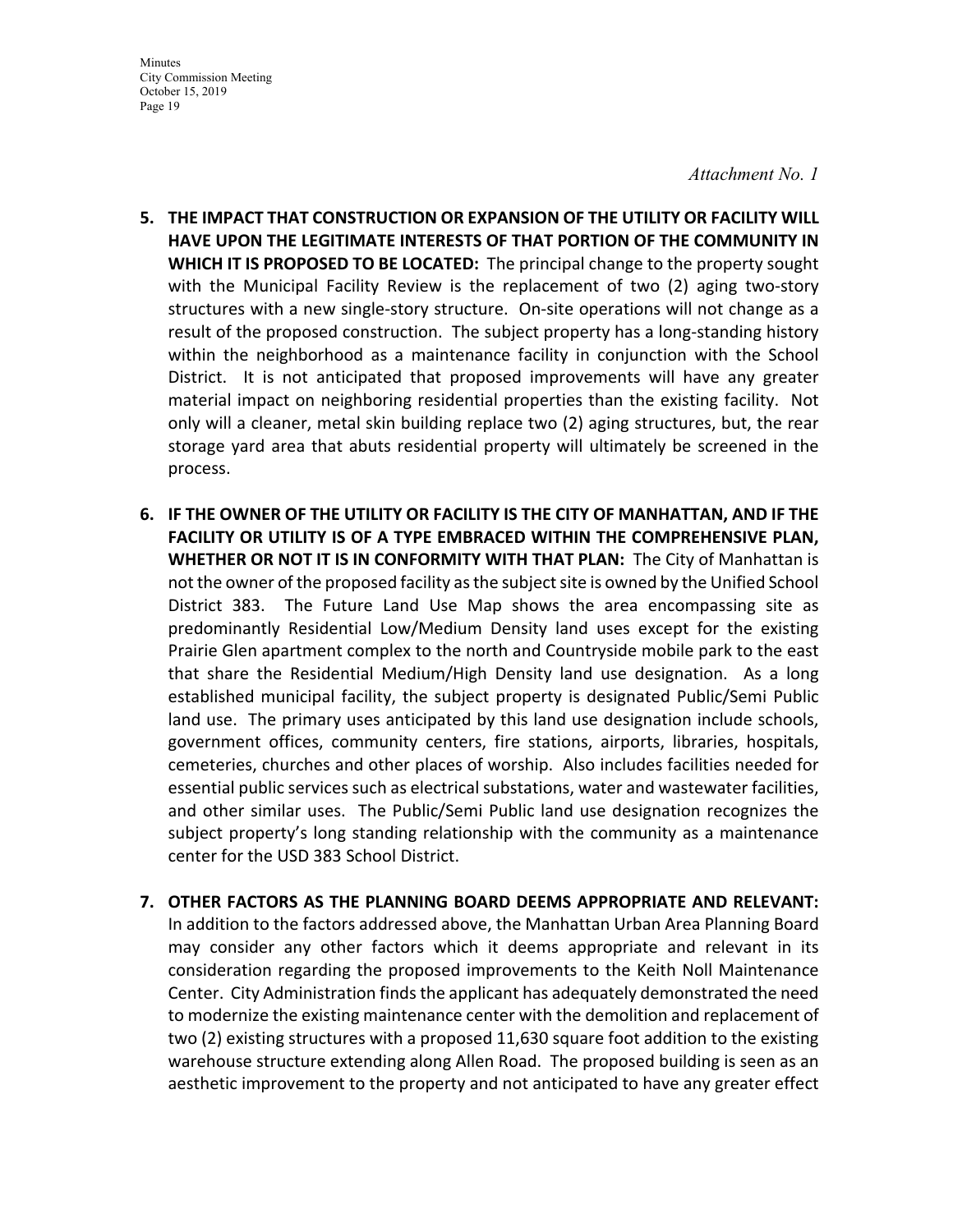*Attachment No. 1*

5. **THE IMPACT THAT CONSTRUCTION OR EXPANSION OF THE UTILITY OR FACILITY WILL HAVE UPON THE LEGITIMATE INTERESTS OF THAT PORTION OF THE COMMUNITY IN WHICH IT IS PROPOSED TO BE LOCATED:** The principal change to the property sought with the Municipal Facility Review is the replacement of two (2) aging two-story structures with a new single-story structure. On-site operations will not change as a result of the proposed construction. The subject property has a long-standing history within the neighborhood as a maintenance facility in conjunction with the School District. It is not anticipated that proposed improvements will have any greater material impact on neighboring residential properties than the existing facility. Not only will a cleaner, metal skin building replace two (2) aging structures, but, the rear storage yard area that abuts residential property will ultimately be screened in the process.

6. **IF THE OWNER OF THE UTILITY OR FACILITY IS THE CITY OF MANHATTAN, AND IF THE FACILITY OR UTILITY IS OF A TYPE EMBRACED WITHIN THE COMPREHENSIVE PLAN, WHETHER OR NOT IT IS IN CONFORMITY WITH THAT PLAN:** The City of Manhattan is not the owner of the proposed facility as the subject site is owned by the Unified School District 383. The Future Land Use Map shows the area encompassing site as predominantly Residential Low/Medium Density land uses except for the existing Prairie Glen apartment complex to the north and Countryside mobile park to the east that share the Residential Medium/High Density land use designation. As a long established municipal facility, the subject property is designated Public/Semi Public land use. The primary uses anticipated by this land use designation include schools, government offices, community centers, fire stations, airports, libraries, hospitals, cemeteries, churches and other places of worship. Also includes facilities needed for essential public services such as electrical substations, water and wastewater facilities, and other similar uses. The Public/Semi Public land use designation recognizes the subject property's long standing relationship with the community as a maintenance center for the USD 383 School District.

7. **OTHER FACTORS AS THE PLANNING BOARD DEEMS APPROPRIATE AND RELEVANT:** In addition to the factors addressed above, the Manhattan Urban Area Planning Board may consider any other factors which it deems appropriate and relevant in its consideration regarding the proposed improvements to the Keith Noll Maintenance Center. City Administration finds the applicant has adequately demonstrated the need to modernize the existing maintenance center with the demolition and replacement of two (2) existing structures with a proposed 11,630 square foot addition to the existing warehouse structure extending along Allen Road. The proposed building is seen as an aesthetic improvement to the property and not anticipated to have any greater effect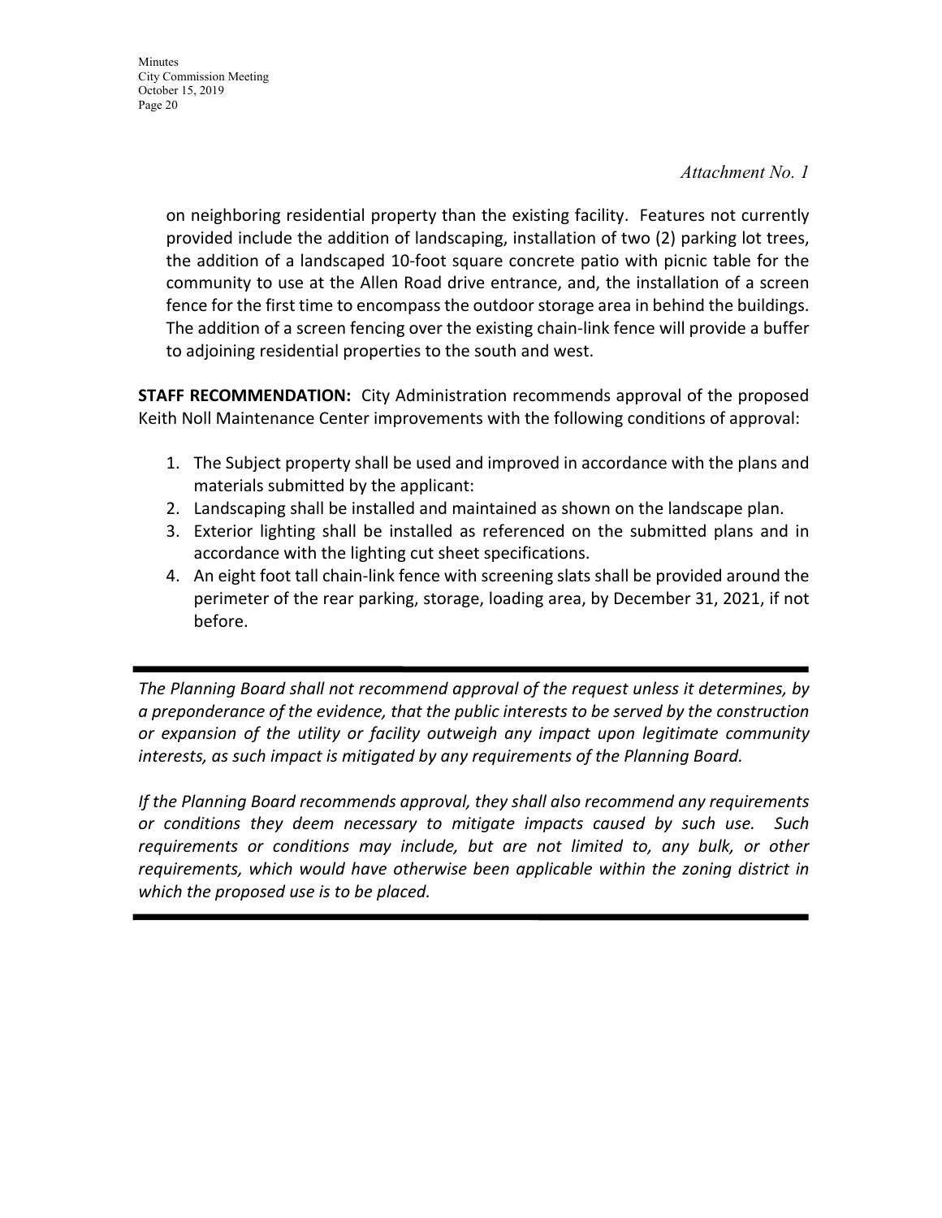*Attachment No. 1*

on neighboring residential property than the existing facility. Features not currently provided include the addition of landscaping, installation of two (2) parking lot trees, the addition of a landscaped 10-foot square concrete patio with picnic table for the community to use at the Allen Road drive entrance, and, the installation of a screen fence for the first time to encompass the outdoor storage area in behind the buildings. The addition of a screen fencing over the existing chain-link fence will provide a buffer to adjoining residential properties to the south and west.

**STAFF RECOMMENDATION:** City Administration recommends approval of the proposed Keith Noll Maintenance Center improvements with the following conditions of approval:

1. The Subject property shall be used and improved in accordance with the plans and materials submitted by the applicant:
2. Landscaping shall be installed and maintained as shown on the landscape plan.
3. Exterior lighting shall be installed as referenced on the submitted plans and in accordance with the lighting cut sheet specifications.
4. An eight foot tall chain-link fence with screening slats shall be provided around the perimeter of the rear parking, storage, loading area, by December 31, 2021, if not before.

---

*The Planning Board shall not recommend approval of the request unless it determines, by a preponderance of the evidence, that the public interests to be served by the construction or expansion of the utility or facility outweigh any impact upon legitimate community interests, as such impact is mitigated by any requirements of the Planning Board.*

*If the Planning Board recommends approval, they shall also recommend any requirements or conditions they deem necessary to mitigate impacts caused by such use. Such requirements or conditions may include, but are not limited to, any bulk, or other requirements, which would have otherwise been applicable within the zoning district in which the proposed use is to be placed.*

---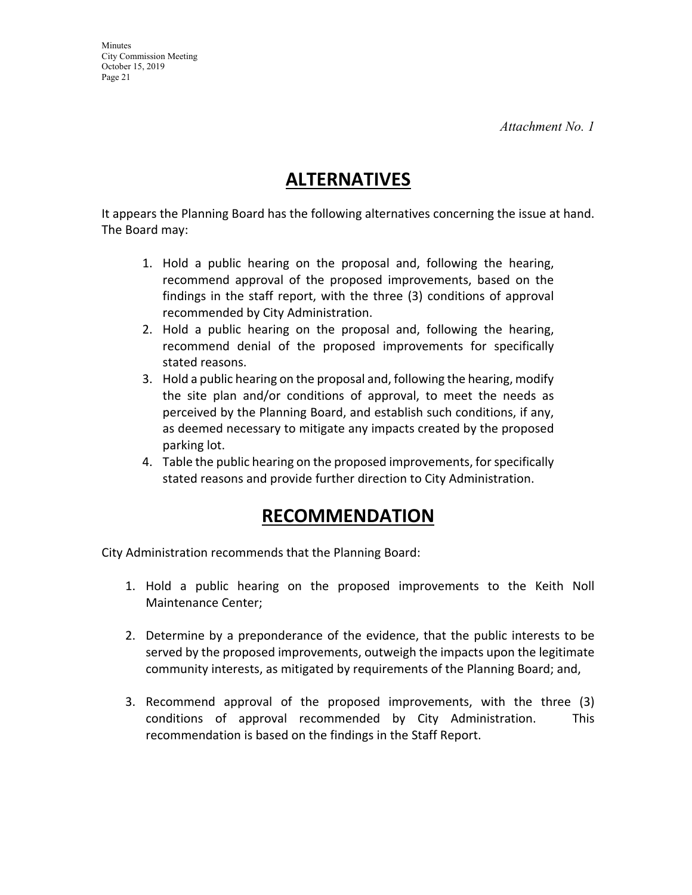*Attachment No. 1*

# ALTERNATIVES

It appears the Planning Board has the following alternatives concerning the issue at hand. The Board may:

1. Hold a public hearing on the proposal and, following the hearing, recommend approval of the proposed improvements, based on the findings in the staff report, with the three (3) conditions of approval recommended by City Administration.
2. Hold a public hearing on the proposal and, following the hearing, recommend denial of the proposed improvements for specifically stated reasons.
3. Hold a public hearing on the proposal and, following the hearing, modify the site plan and/or conditions of approval, to meet the needs as perceived by the Planning Board, and establish such conditions, if any, as deemed necessary to mitigate any impacts created by the proposed parking lot.
4. Table the public hearing on the proposed improvements, for specifically stated reasons and provide further direction to City Administration.

# RECOMMENDATION

City Administration recommends that the Planning Board:

1. Hold a public hearing on the proposed improvements to the Keith Noll Maintenance Center;

2. Determine by a preponderance of the evidence, that the public interests to be served by the proposed improvements, outweigh the impacts upon the legitimate community interests, as mitigated by requirements of the Planning Board; and,

3. Recommend approval of the proposed improvements, with the three (3) conditions of approval recommended by City Administration. This recommendation is based on the findings in the Staff Report.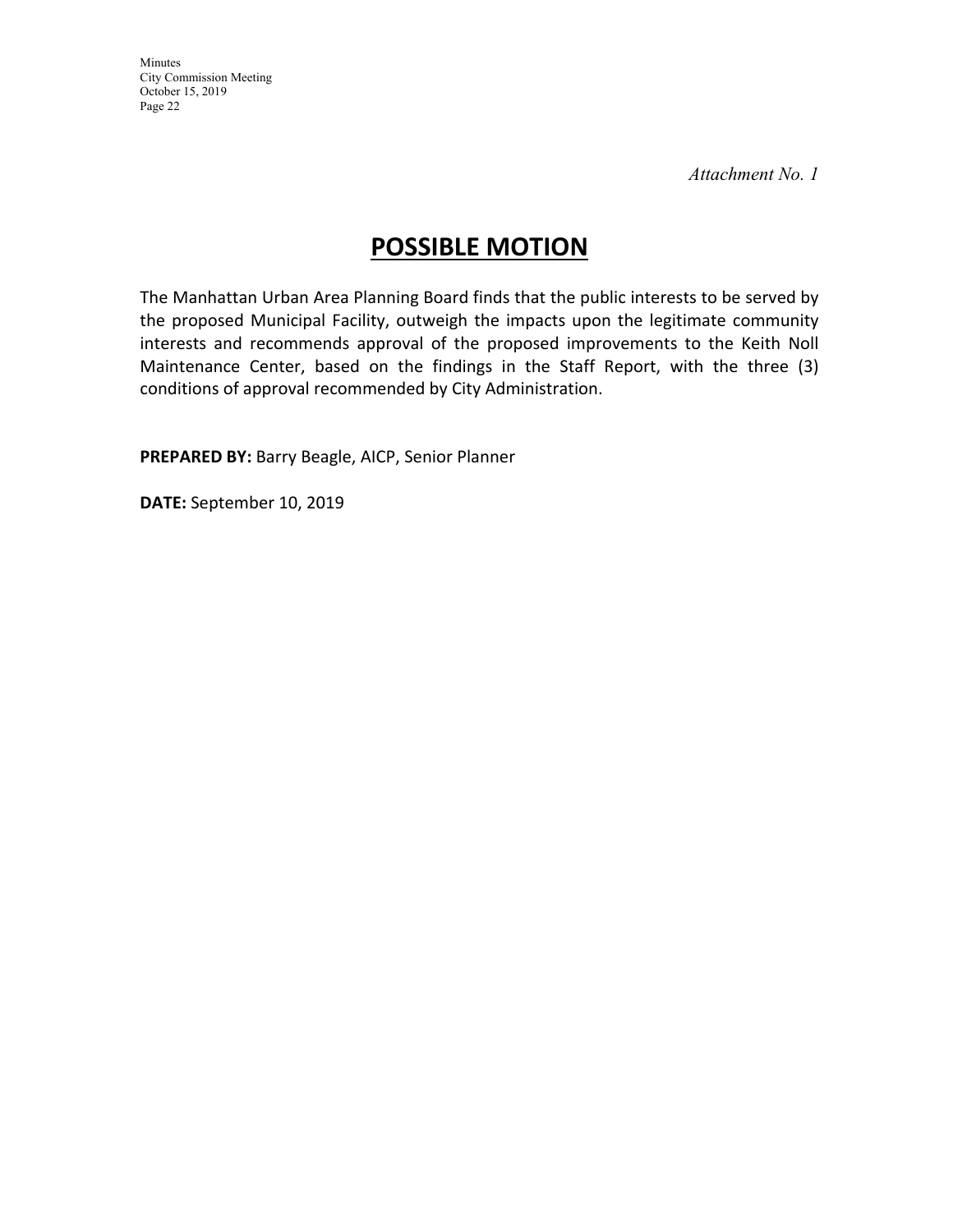*Attachment No. 1*

# POSSIBLE MOTION

The Manhattan Urban Area Planning Board finds that the public interests to be served by the proposed Municipal Facility, outweigh the impacts upon the legitimate community interests and recommends approval of the proposed improvements to the Keith Noll Maintenance Center, based on the findings in the Staff Report, with the three (3) conditions of approval recommended by City Administration.

**PREPARED BY:** Barry Beagle, AICP, Senior Planner

**DATE:** September 10, 2019